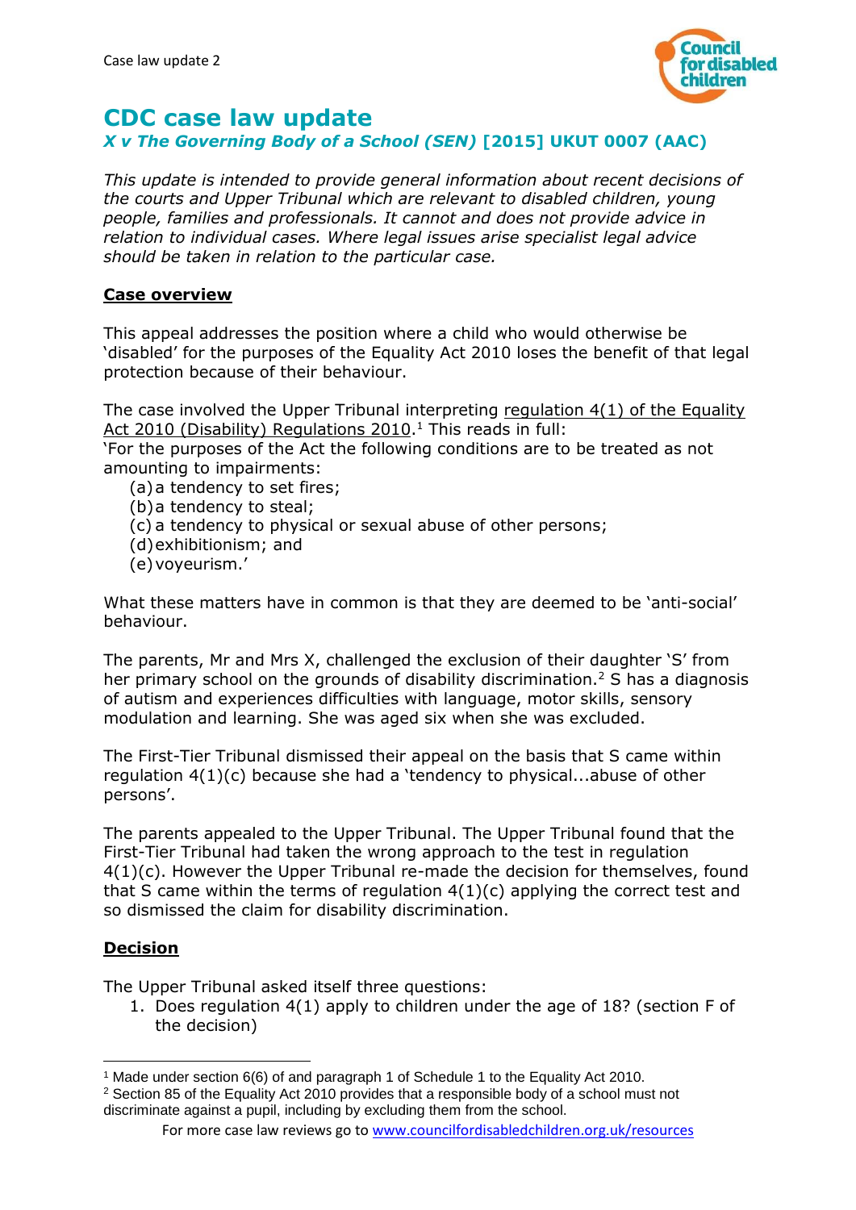# CDC case law update

## *X v The Governing Body of a School (SEN)* [2015] UKUT 0007 (AAC)

*This update is intended to provide general information about recent decisions of the courts and Upper Tribunal which are relevant to disabled children, young people, families and professionals. It cannot and does not provide advice in relation to individual cases. Where legal issues arise specialist legal advice should be taken in relation to the particular case.*

### Case overview

This appeal addresses the position where a child who would otherwise be 'disabled' for the purposes of the Equality Act 2010 loses the benefit of that legal protection because of their behaviour.

The case involved the Upper Tribunal interpreting regulation 4(1) of the Equality Act 2010 (Disability) Regulations 2010.[1] This reads in full:
'For the purposes of the Act the following conditions are to be treated as not amounting to impairments:

(a) a tendency to set fires;
(b) a tendency to steal;
(c) a tendency to physical or sexual abuse of other persons;
(d) exhibitionism; and
(e) voyeurism.'

What these matters have in common is that they are deemed to be 'anti-social' behaviour.

The parents, Mr and Mrs X, challenged the exclusion of their daughter 'S' from her primary school on the grounds of disability discrimination.[2] S has a diagnosis of autism and experiences difficulties with language, motor skills, sensory modulation and learning. She was aged six when she was excluded.

The First-Tier Tribunal dismissed their appeal on the basis that S came within regulation 4(1)(c) because she had a 'tendency to physical...abuse of other persons'.

The parents appealed to the Upper Tribunal. The Upper Tribunal found that the First-Tier Tribunal had taken the wrong approach to the test in regulation 4(1)(c). However the Upper Tribunal re-made the decision for themselves, found that S came within the terms of regulation 4(1)(c) applying the correct test and so dismissed the claim for disability discrimination.

### Decision

The Upper Tribunal asked itself three questions:

1. Does regulation 4(1) apply to children under the age of 18? (section F of the decision)

---

[1] Made under section 6(6) of and paragraph 1 of Schedule 1 to the Equality Act 2010.

[2] Section 85 of the Equality Act 2010 provides that a responsible body of a school must not discriminate against a pupil, including by excluding them from the school.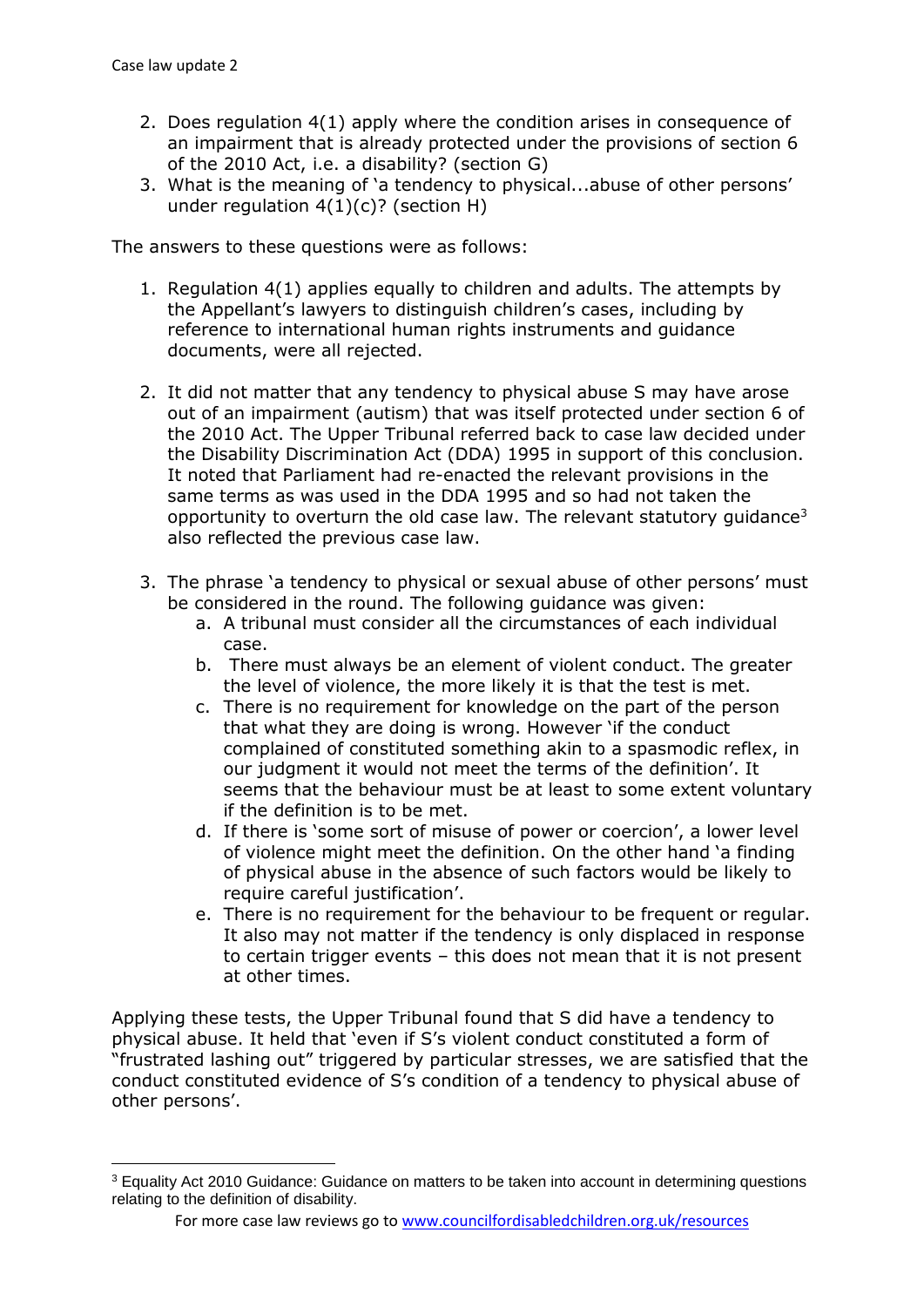2. Does regulation 4(1) apply where the condition arises in consequence of an impairment that is already protected under the provisions of section 6 of the 2010 Act, i.e. a disability? (section G)
3. What is the meaning of 'a tendency to physical...abuse of other persons' under regulation 4(1)(c)? (section H)

The answers to these questions were as follows:

1. Regulation 4(1) applies equally to children and adults. The attempts by the Appellant's lawyers to distinguish children's cases, including by reference to international human rights instruments and guidance documents, were all rejected.

2. It did not matter that any tendency to physical abuse S may have arose out of an impairment (autism) that was itself protected under section 6 of the 2010 Act. The Upper Tribunal referred back to case law decided under the Disability Discrimination Act (DDA) 1995 in support of this conclusion. It noted that Parliament had re-enacted the relevant provisions in the same terms as was used in the DDA 1995 and so had not taken the opportunity to overturn the old case law. The relevant statutory guidance[3] also reflected the previous case law.

3. The phrase 'a tendency to physical or sexual abuse of other persons' must be considered in the round. The following guidance was given:
   a. A tribunal must consider all the circumstances of each individual case.
   b. There must always be an element of violent conduct. The greater the level of violence, the more likely it is that the test is met.
   c. There is no requirement for knowledge on the part of the person that what they are doing is wrong. However 'if the conduct complained of constituted something akin to a spasmodic reflex, in our judgment it would not meet the terms of the definition'. It seems that the behaviour must be at least to some extent voluntary if the definition is to be met.
   d. If there is 'some sort of misuse of power or coercion', a lower level of violence might meet the definition. On the other hand 'a finding of physical abuse in the absence of such factors would be likely to require careful justification'.
   e. There is no requirement for the behaviour to be frequent or regular. It also may not matter if the tendency is only displaced in response to certain trigger events – this does not mean that it is not present at other times.

Applying these tests, the Upper Tribunal found that S did have a tendency to physical abuse. It held that 'even if S's violent conduct constituted a form of "frustrated lashing out" triggered by particular stresses, we are satisfied that the conduct constituted evidence of S's condition of a tendency to physical abuse of other persons'.

[3] Equality Act 2010 Guidance: Guidance on matters to be taken into account in determining questions relating to the definition of disability.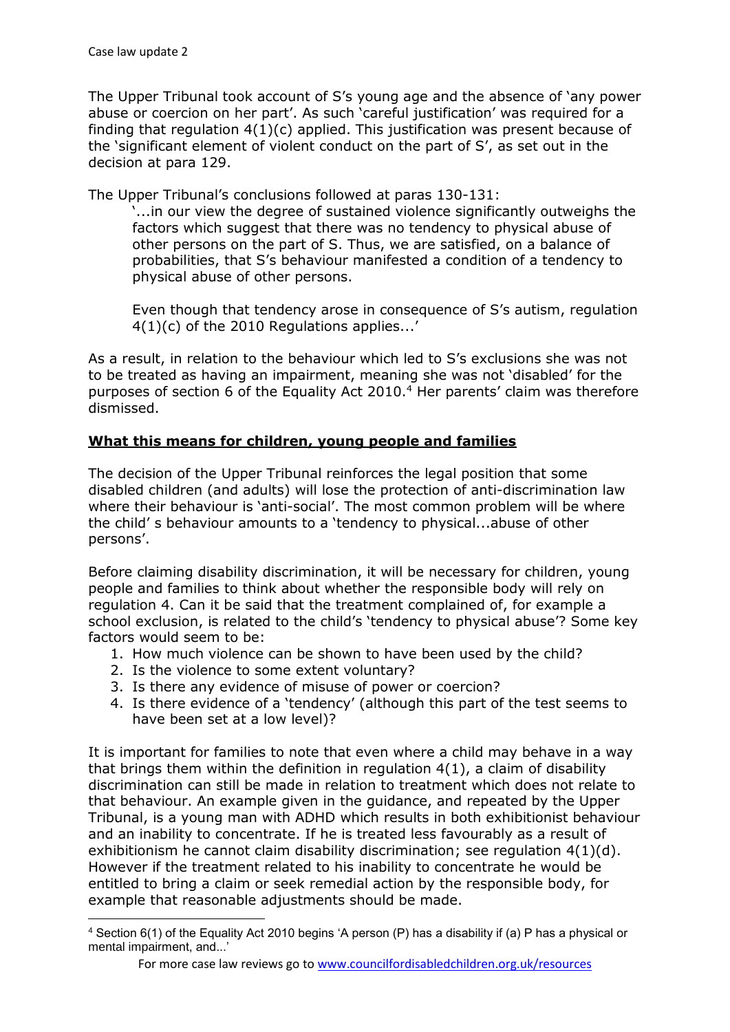The Upper Tribunal took account of S's young age and the absence of 'any power abuse or coercion on her part'. As such 'careful justification' was required for a finding that regulation 4(1)(c) applied. This justification was present because of the 'significant element of violent conduct on the part of S', as set out in the decision at para 129.

The Upper Tribunal's conclusions followed at paras 130-131:

> '...in our view the degree of sustained violence significantly outweighs the factors which suggest that there was no tendency to physical abuse of other persons on the part of S. Thus, we are satisfied, on a balance of probabilities, that S's behaviour manifested a condition of a tendency to physical abuse of other persons.
>
> Even though that tendency arose in consequence of S's autism, regulation 4(1)(c) of the 2010 Regulations applies...'

As a result, in relation to the behaviour which led to S's exclusions she was not to be treated as having an impairment, meaning she was not 'disabled' for the purposes of section 6 of the Equality Act 2010.[4] Her parents' claim was therefore dismissed.

## **What this means for children, young people and families**

The decision of the Upper Tribunal reinforces the legal position that some disabled children (and adults) will lose the protection of anti-discrimination law where their behaviour is 'anti-social'. The most common problem will be where the child' s behaviour amounts to a 'tendency to physical...abuse of other persons'.

Before claiming disability discrimination, it will be necessary for children, young people and families to think about whether the responsible body will rely on regulation 4. Can it be said that the treatment complained of, for example a school exclusion, is related to the child's 'tendency to physical abuse'? Some key factors would seem to be:

1. How much violence can be shown to have been used by the child?
2. Is the violence to some extent voluntary?
3. Is there any evidence of misuse of power or coercion?
4. Is there evidence of a 'tendency' (although this part of the test seems to have been set at a low level)?

It is important for families to note that even where a child may behave in a way that brings them within the definition in regulation 4(1), a claim of disability discrimination can still be made in relation to treatment which does not relate to that behaviour. An example given in the guidance, and repeated by the Upper Tribunal, is a young man with ADHD which results in both exhibitionist behaviour and an inability to concentrate. If he is treated less favourably as a result of exhibitionism he cannot claim disability discrimination; see regulation 4(1)(d). However if the treatment related to his inability to concentrate he would be entitled to bring a claim or seek remedial action by the responsible body, for example that reasonable adjustments should be made.

[4] Section 6(1) of the Equality Act 2010 begins 'A person (P) has a disability if (a) P has a physical or mental impairment, and...'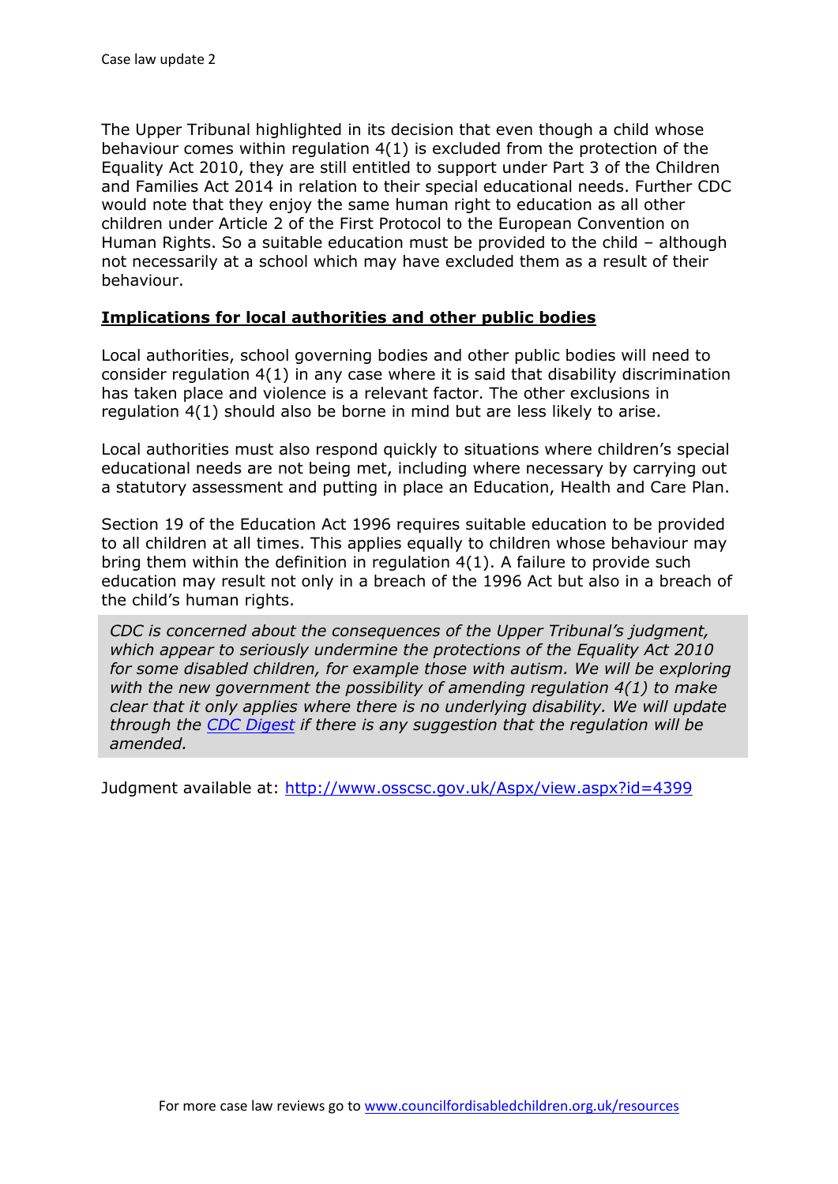The Upper Tribunal highlighted in its decision that even though a child whose behaviour comes within regulation 4(1) is excluded from the protection of the Equality Act 2010, they are still entitled to support under Part 3 of the Children and Families Act 2014 in relation to their special educational needs. Further CDC would note that they enjoy the same human right to education as all other children under Article 2 of the First Protocol to the European Convention on Human Rights. So a suitable education must be provided to the child – although not necessarily at a school which may have excluded them as a result of their behaviour.

## **Implications for local authorities and other public bodies**

Local authorities, school governing bodies and other public bodies will need to consider regulation 4(1) in any case where it is said that disability discrimination has taken place and violence is a relevant factor. The other exclusions in regulation 4(1) should also be borne in mind but are less likely to arise.

Local authorities must also respond quickly to situations where children's special educational needs are not being met, including where necessary by carrying out a statutory assessment and putting in place an Education, Health and Care Plan.

Section 19 of the Education Act 1996 requires suitable education to be provided to all children at all times. This applies equally to children whose behaviour may bring them within the definition in regulation 4(1). A failure to provide such education may result not only in a breach of the 1996 Act but also in a breach of the child's human rights.

> *CDC is concerned about the consequences of the Upper Tribunal's judgment, which appear to seriously undermine the protections of the Equality Act 2010 for some disabled children, for example those with autism. We will be exploring with the new government the possibility of amending regulation 4(1) to make clear that it only applies where there is no underlying disability. We will update through the [CDC Digest](#) if there is any suggestion that the regulation will be amended.*

Judgment available at: http://www.osscsc.gov.uk/Aspx/view.aspx?id=4399